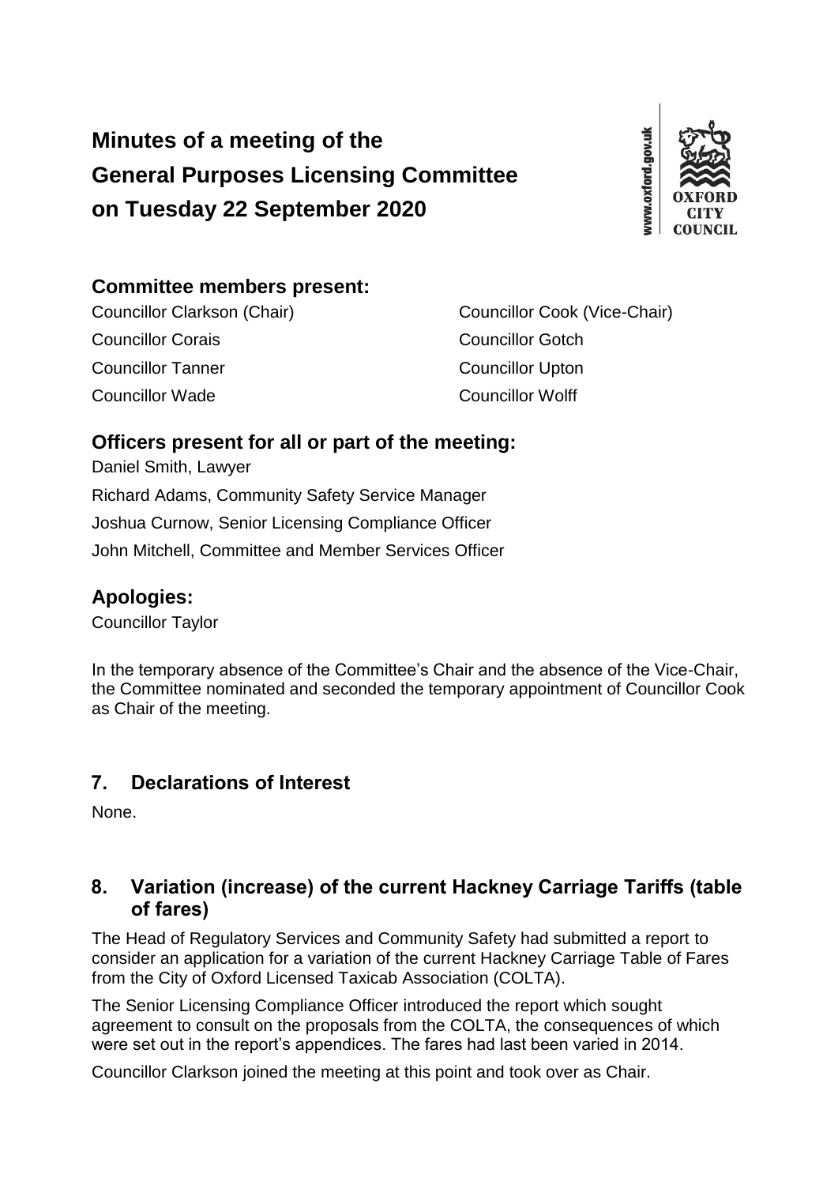# Minutes of a meeting of the General Purposes Licensing Committee on Tuesday 22 September 2020

## Committee members present:

Councillor Clarkson (Chair)

Councillor Cook (Vice-Chair)

Councillor Corais

Councillor Gotch

Councillor Tanner

Councillor Upton

Councillor Wade

Councillor Wolff

## Officers present for all or part of the meeting:

Daniel Smith, Lawyer

Richard Adams, Community Safety Service Manager

Joshua Curnow, Senior Licensing Compliance Officer

John Mitchell, Committee and Member Services Officer

## Apologies:

Councillor Taylor

In the temporary absence of the Committee's Chair and the absence of the Vice-Chair, the Committee nominated and seconded the temporary appointment of Councillor Cook as Chair of the meeting.

## 7. Declarations of Interest

None.

## 8. Variation (increase) of the current Hackney Carriage Tariffs (table of fares)

The Head of Regulatory Services and Community Safety had submitted a report to consider an application for a variation of the current Hackney Carriage Table of Fares from the City of Oxford Licensed Taxicab Association (COLTA).

The Senior Licensing Compliance Officer introduced the report which sought agreement to consult on the proposals from the COLTA, the consequences of which were set out in the report's appendices. The fares had last been varied in 2014.

Councillor Clarkson joined the meeting at this point and took over as Chair.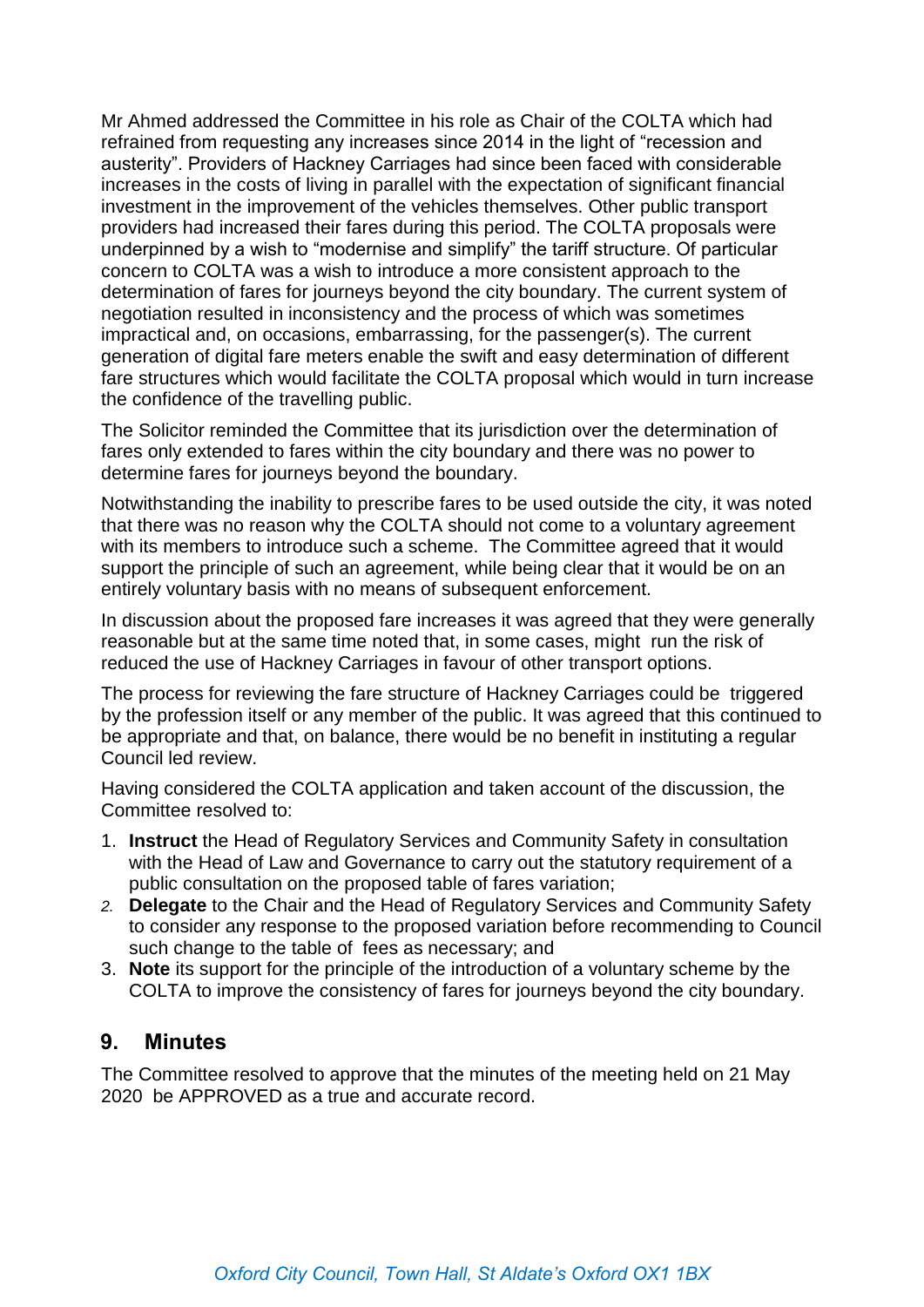Mr Ahmed addressed the Committee in his role as Chair of the COLTA which had refrained from requesting any increases since 2014 in the light of "recession and austerity". Providers of Hackney Carriages had since been faced with considerable increases in the costs of living in parallel with the expectation of significant financial investment in the improvement of the vehicles themselves. Other public transport providers had increased their fares during this period. The COLTA proposals were underpinned by a wish to "modernise and simplify" the tariff structure. Of particular concern to COLTA was a wish to introduce a more consistent approach to the determination of fares for journeys beyond the city boundary. The current system of negotiation resulted in inconsistency and the process of which was sometimes impractical and, on occasions, embarrassing, for the passenger(s). The current generation of digital fare meters enable the swift and easy determination of different fare structures which would facilitate the COLTA proposal which would in turn increase the confidence of the travelling public.

The Solicitor reminded the Committee that its jurisdiction over the determination of fares only extended to fares within the city boundary and there was no power to determine fares for journeys beyond the boundary.

Notwithstanding the inability to prescribe fares to be used outside the city, it was noted that there was no reason why the COLTA should not come to a voluntary agreement with its members to introduce such a scheme. The Committee agreed that it would support the principle of such an agreement, while being clear that it would be on an entirely voluntary basis with no means of subsequent enforcement.

In discussion about the proposed fare increases it was agreed that they were generally reasonable but at the same time noted that, in some cases, might run the risk of reduced the use of Hackney Carriages in favour of other transport options.

The process for reviewing the fare structure of Hackney Carriages could be triggered by the profession itself or any member of the public. It was agreed that this continued to be appropriate and that, on balance, there would be no benefit in instituting a regular Council led review.

Having considered the COLTA application and taken account of the discussion, the Committee resolved to:

1. **Instruct** the Head of Regulatory Services and Community Safety in consultation with the Head of Law and Governance to carry out the statutory requirement of a public consultation on the proposed table of fares variation;
2. **Delegate** to the Chair and the Head of Regulatory Services and Community Safety to consider any response to the proposed variation before recommending to Council such change to the table of fees as necessary; and
3. **Note** its support for the principle of the introduction of a voluntary scheme by the COLTA to improve the consistency of fares for journeys beyond the city boundary.

## 9. Minutes

The Committee resolved to approve that the minutes of the meeting held on 21 May 2020 be APPROVED as a true and accurate record.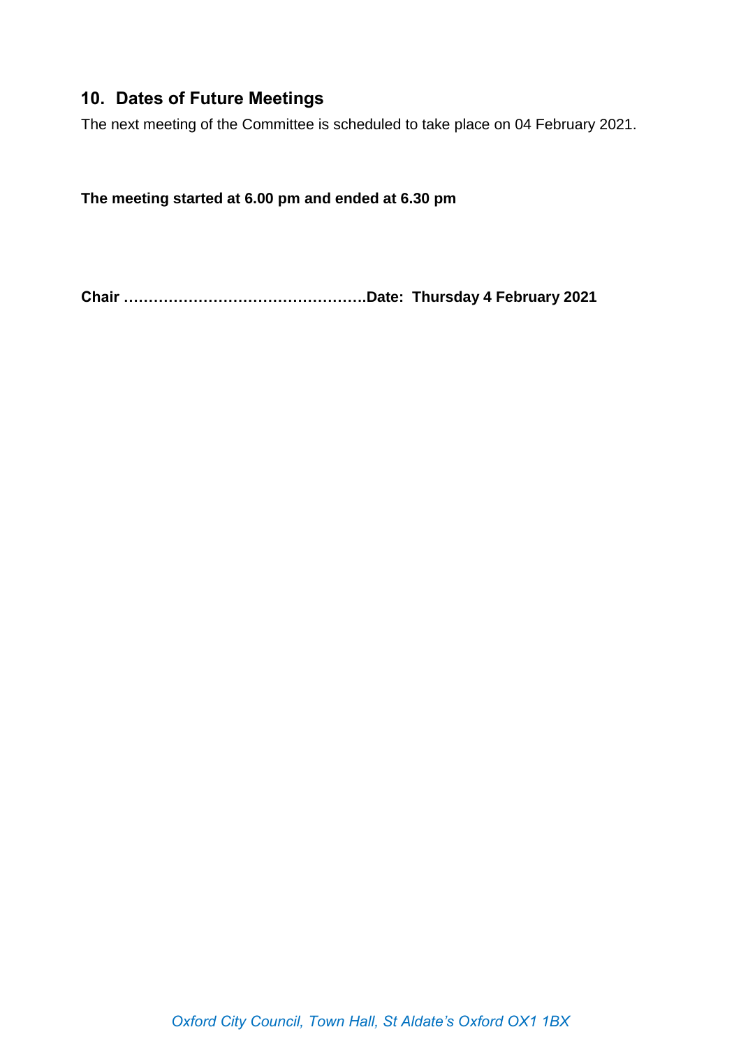## 10. Dates of Future Meetings

The next meeting of the Committee is scheduled to take place on 04 February 2021.

**The meeting started at 6.00 pm and ended at 6.30 pm**

**Chair …………………………………………Date: Thursday 4 February 2021**